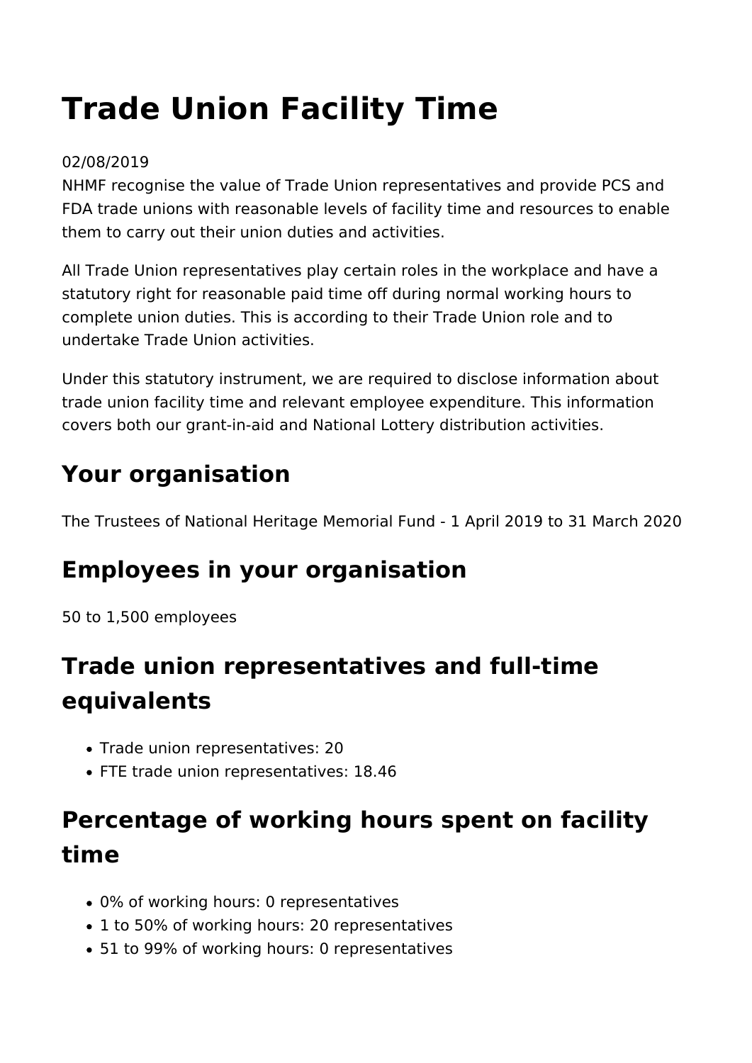# Trade Union Facility Time

02/08/2019

NHMF recognise the value of Trade Union representatives and provide PCS and FDA trade unions with reasonable levels of facility time and resources to enable them to carry out their union duties and activities.

All Trade Union representatives play certain roles in the workplace and have a statutory right for reasonable paid time off during normal working hours to complete union duties. This is according to their Trade Union role and to undertake Trade Union activities.

Under this statutory instrument, we are required to disclose information about trade union facility time and relevant employee expenditure. This information covers both our grant-in-aid and National Lottery distribution activities.

## Your organisation

The Trustees of National Heritage Memorial Fund - 1 April 2019 to 31 March 2020

## Employees in your organisation

50 to 1,500 employees

## Trade union representatives and full-time equivalents

- Trade union representatives: 20
- FTE trade union representatives: 18.46

## Percentage of working hours spent on facility time

- 0% of working hours: 0 representatives
- 1 to 50% of working hours: 20 representatives
- 51 to 99% of working hours: 0 representatives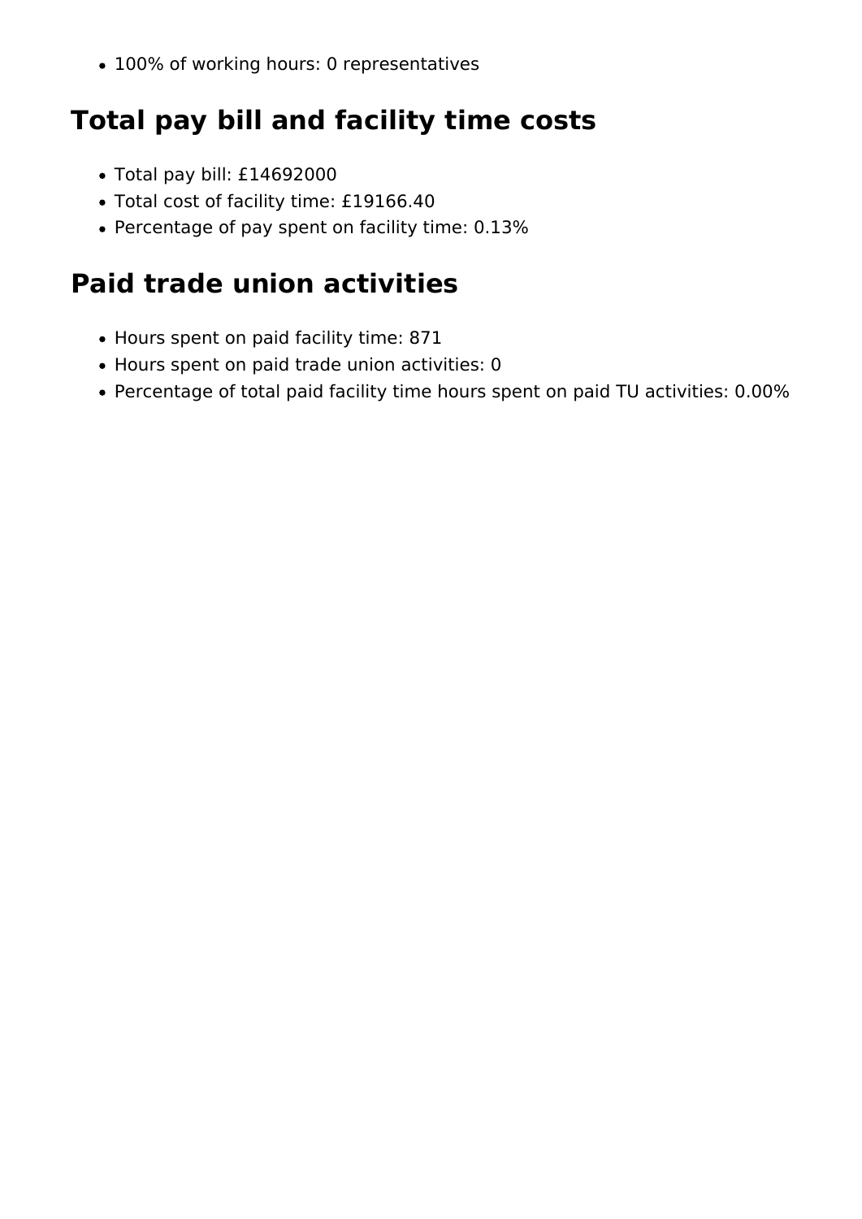- 100% of working hours: 0 representatives

## Total pay bill and facility time costs

- Total pay bill: £14692000
- Total cost of facility time: £19166.40
- Percentage of pay spent on facility time: 0.13%

## Paid trade union activities

- Hours spent on paid facility time: 871
- Hours spent on paid trade union activities: 0
- Percentage of total paid facility time hours spent on paid TU activities: 0.00%